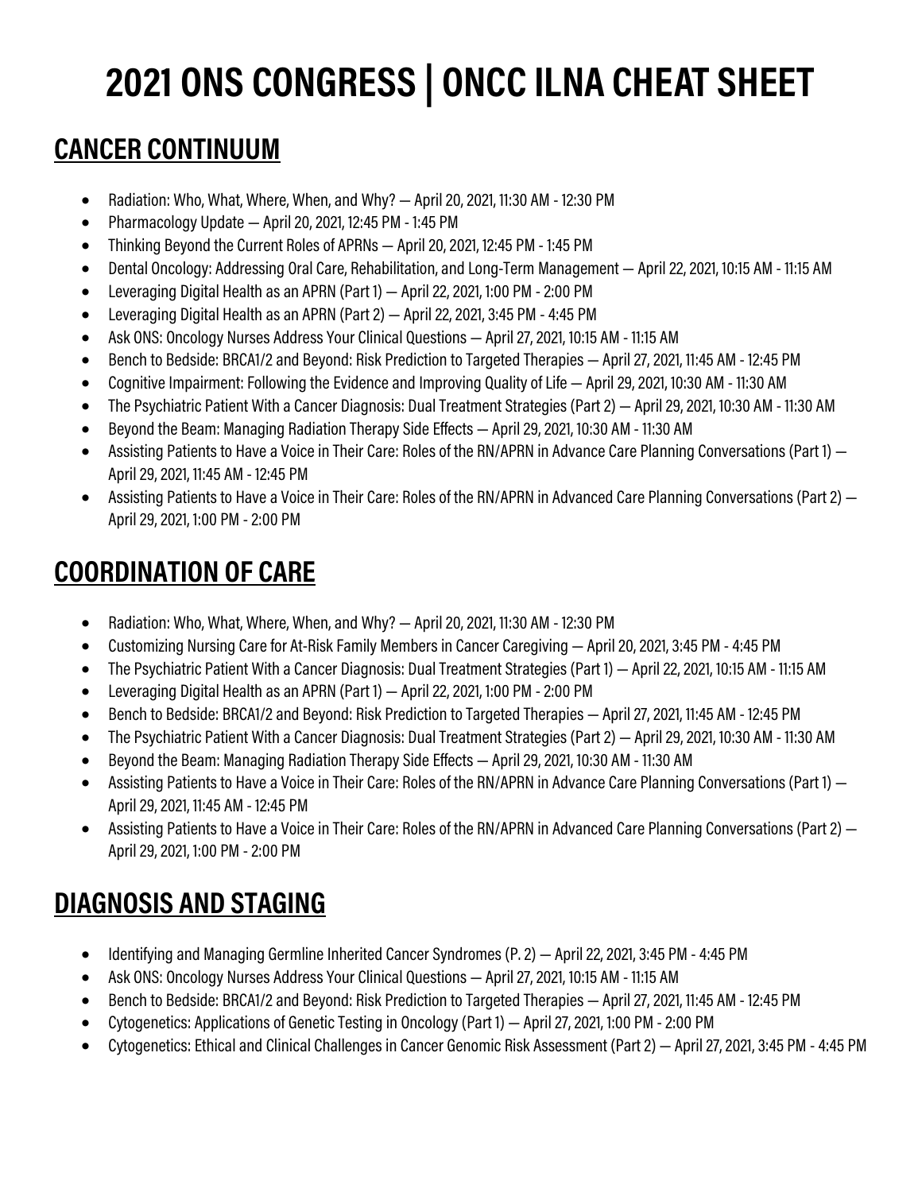# 2021 ONS CONGRESS | ONCC ILNA CHEAT SHEET

## CANCER CONTINUUM

- Radiation: Who, What, Where, When, and Why? — April 20, 2021, 11:30 AM - 12:30 PM
- Pharmacology Update — April 20, 2021, 12:45 PM - 1:45 PM
- Thinking Beyond the Current Roles of APRNs — April 20, 2021, 12:45 PM - 1:45 PM
- Dental Oncology: Addressing Oral Care, Rehabilitation, and Long-Term Management — April 22, 2021, 10:15 AM - 11:15 AM
- Leveraging Digital Health as an APRN (Part 1) — April 22, 2021, 1:00 PM - 2:00 PM
- Leveraging Digital Health as an APRN (Part 2) — April 22, 2021, 3:45 PM - 4:45 PM
- Ask ONS: Oncology Nurses Address Your Clinical Questions — April 27, 2021, 10:15 AM - 11:15 AM
- Bench to Bedside: BRCA1/2 and Beyond: Risk Prediction to Targeted Therapies — April 27, 2021, 11:45 AM - 12:45 PM
- Cognitive Impairment: Following the Evidence and Improving Quality of Life — April 29, 2021, 10:30 AM - 11:30 AM
- The Psychiatric Patient With a Cancer Diagnosis: Dual Treatment Strategies (Part 2) — April 29, 2021, 10:30 AM - 11:30 AM
- Beyond the Beam: Managing Radiation Therapy Side Effects — April 29, 2021, 10:30 AM - 11:30 AM
- Assisting Patients to Have a Voice in Their Care: Roles of the RN/APRN in Advance Care Planning Conversations (Part 1) — April 29, 2021, 11:45 AM - 12:45 PM
- Assisting Patients to Have a Voice in Their Care: Roles of the RN/APRN in Advanced Care Planning Conversations (Part 2) — April 29, 2021, 1:00 PM - 2:00 PM

## COORDINATION OF CARE

- Radiation: Who, What, Where, When, and Why? — April 20, 2021, 11:30 AM - 12:30 PM
- Customizing Nursing Care for At-Risk Family Members in Cancer Caregiving — April 20, 2021, 3:45 PM - 4:45 PM
- The Psychiatric Patient With a Cancer Diagnosis: Dual Treatment Strategies (Part 1) — April 22, 2021, 10:15 AM - 11:15 AM
- Leveraging Digital Health as an APRN (Part 1) — April 22, 2021, 1:00 PM - 2:00 PM
- Bench to Bedside: BRCA1/2 and Beyond: Risk Prediction to Targeted Therapies — April 27, 2021, 11:45 AM - 12:45 PM
- The Psychiatric Patient With a Cancer Diagnosis: Dual Treatment Strategies (Part 2) — April 29, 2021, 10:30 AM - 11:30 AM
- Beyond the Beam: Managing Radiation Therapy Side Effects — April 29, 2021, 10:30 AM - 11:30 AM
- Assisting Patients to Have a Voice in Their Care: Roles of the RN/APRN in Advance Care Planning Conversations (Part 1) — April 29, 2021, 11:45 AM - 12:45 PM
- Assisting Patients to Have a Voice in Their Care: Roles of the RN/APRN in Advance Care Planning Conversations (Part 2) — April 29, 2021, 1:00 PM - 2:00 PM

## DIAGNOSIS AND STAGING

- Identifying and Managing Germline Inherited Cancer Syndromes (P. 2) — April 22, 2021, 3:45 PM - 4:45 PM
- Ask ONS: Oncology Nurses Address Your Clinical Questions — April 27, 2021, 10:15 AM - 11:15 AM
- Bench to Bedside: BRCA1/2 and Beyond: Risk Prediction to Targeted Therapies — April 27, 2021, 11:45 AM - 12:45 PM
- Cytogenetics: Applications of Genetic Testing in Oncology (Part 1) — April 27, 2021, 1:00 PM - 2:00 PM
- Cytogenetics: Ethical and Clinical Challenges in Cancer Genomic Risk Assessment (Part 2) — April 27, 2021, 3:45 PM - 4:45 PM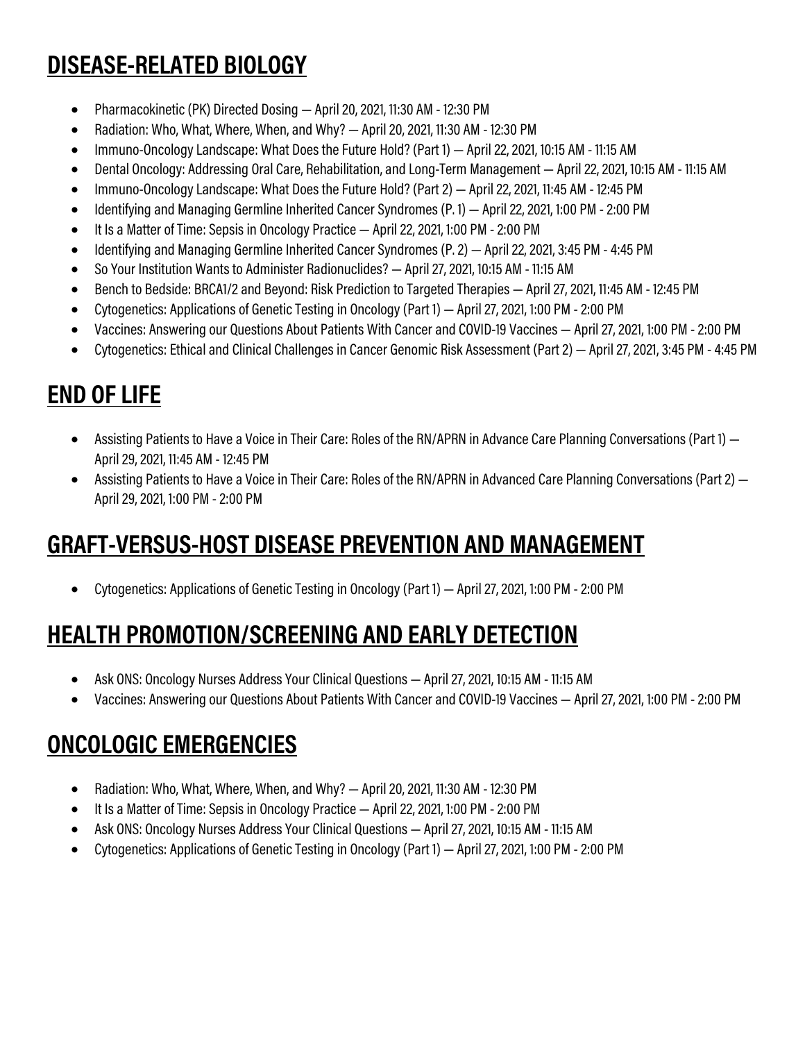## DISEASE-RELATED BIOLOGY

- Pharmacokinetic (PK) Directed Dosing — April 20, 2021, 11:30 AM - 12:30 PM
- Radiation: Who, What, Where, When, and Why? — April 20, 2021, 11:30 AM - 12:30 PM
- Immuno-Oncology Landscape: What Does the Future Hold? (Part 1) — April 22, 2021, 10:15 AM - 11:15 AM
- Dental Oncology: Addressing Oral Care, Rehabilitation, and Long-Term Management — April 22, 2021, 10:15 AM - 11:15 AM
- Immuno-Oncology Landscape: What Does the Future Hold? (Part 2) — April 22, 2021, 11:45 AM - 12:45 PM
- Identifying and Managing Germline Inherited Cancer Syndromes (P. 1) — April 22, 2021, 1:00 PM - 2:00 PM
- It Is a Matter of Time: Sepsis in Oncology Practice — April 22, 2021, 1:00 PM - 2:00 PM
- Identifying and Managing Germline Inherited Cancer Syndromes (P. 2) — April 22, 2021, 3:45 PM - 4:45 PM
- So Your Institution Wants to Administer Radionuclides? — April 27, 2021, 10:15 AM - 11:15 AM
- Bench to Bedside: BRCA1/2 and Beyond: Risk Prediction to Targeted Therapies — April 27, 2021, 11:45 AM - 12:45 PM
- Cytogenetics: Applications of Genetic Testing in Oncology (Part 1) — April 27, 2021, 1:00 PM - 2:00 PM
- Vaccines: Answering our Questions About Patients With Cancer and COVID-19 Vaccines — April 27, 2021, 1:00 PM - 2:00 PM
- Cytogenetics: Ethical and Clinical Challenges in Cancer Genomic Risk Assessment (Part 2) — April 27, 2021, 3:45 PM - 4:45 PM

## END OF LIFE

- Assisting Patients to Have a Voice in Their Care: Roles of the RN/APRN in Advance Care Planning Conversations (Part 1) — April 29, 2021, 11:45 AM - 12:45 PM
- Assisting Patients to Have a Voice in Their Care: Roles of the RN/APRN in Advanced Care Planning Conversations (Part 2) — April 29, 2021, 1:00 PM - 2:00 PM

## GRAFT-VERSUS-HOST DISEASE PREVENTION AND MANAGEMENT

- Cytogenetics: Applications of Genetic Testing in Oncology (Part 1) — April 27, 2021, 1:00 PM - 2:00 PM

## HEALTH PROMOTION/SCREENING AND EARLY DETECTION

- Ask ONS: Oncology Nurses Address Your Clinical Questions — April 27, 2021, 10:15 AM - 11:15 AM
- Vaccines: Answering our Questions About Patients With Cancer and COVID-19 Vaccines — April 27, 2021, 1:00 PM - 2:00 PM

## ONCOLOGIC EMERGENCIES

- Radiation: Who, What, Where, When, and Why? — April 20, 2021, 11:30 AM - 12:30 PM
- It Is a Matter of Time: Sepsis in Oncology Practice — April 22, 2021, 1:00 PM - 2:00 PM
- Ask ONS: Oncology Nurses Address Your Clinical Questions — April 27, 2021, 10:15 AM - 11:15 AM
- Cytogenetics: Applications of Genetic Testing in Oncology (Part 1) — April 27, 2021, 1:00 PM - 2:00 PM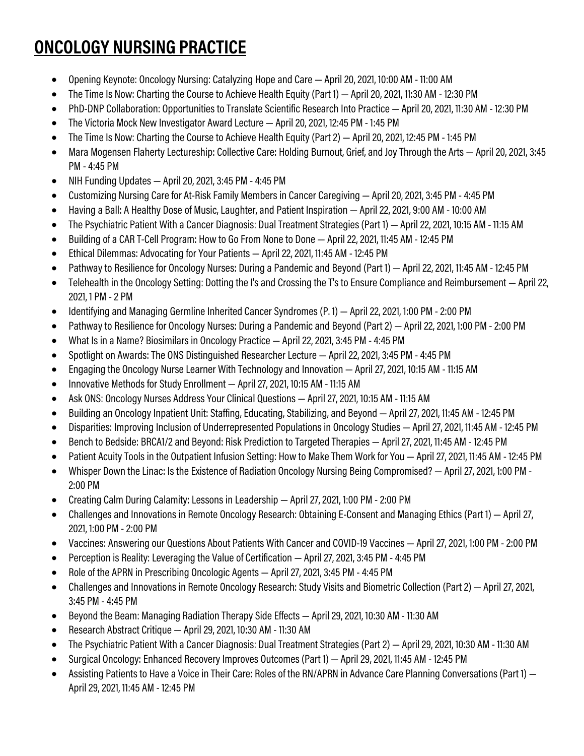## ONCOLOGY NURSING PRACTICE

- Opening Keynote: Oncology Nursing: Catalyzing Hope and Care — April 20, 2021, 10:00 AM - 11:00 AM
- The Time Is Now: Charting the Course to Achieve Health Equity (Part 1) — April 20, 2021, 11:30 AM - 12:30 PM
- PhD-DNP Collaboration: Opportunities to Translate Scientific Research Into Practice — April 20, 2021, 11:30 AM - 12:30 PM
- The Victoria Mock New Investigator Award Lecture — April 20, 2021, 12:45 PM - 1:45 PM
- The Time Is Now: Charting the Course to Achieve Health Equity (Part 2) — April 20, 2021, 12:45 PM - 1:45 PM
- Mara Mogensen Flaherty Lectureship: Collective Care: Holding Burnout, Grief, and Joy Through the Arts — April 20, 2021, 3:45 PM - 4:45 PM
- NIH Funding Updates — April 20, 2021, 3:45 PM - 4:45 PM
- Customizing Nursing Care for At-Risk Family Members in Cancer Caregiving — April 20, 2021, 3:45 PM - 4:45 PM
- Having a Ball: A Healthy Dose of Music, Laughter, and Patient Inspiration — April 22, 2021, 9:00 AM - 10:00 AM
- The Psychiatric Patient With a Cancer Diagnosis: Dual Treatment Strategies (Part 1) — April 22, 2021, 10:15 AM - 11:15 AM
- Building of a CAR T-Cell Program: How to Go From None to Done — April 22, 2021, 11:45 AM - 12:45 PM
- Ethical Dilemmas: Advocating for Your Patients — April 22, 2021, 11:45 AM - 12:45 PM
- Pathway to Resilience for Oncology Nurses: During a Pandemic and Beyond (Part 1) — April 22, 2021, 11:45 AM - 12:45 PM
- Telehealth in the Oncology Setting: Dotting the I's and Crossing the T's to Ensure Compliance and Reimbursement — April 22, 2021, 1 PM - 2 PM
- Identifying and Managing Germline Inherited Cancer Syndromes (P. 1) — April 22, 2021, 1:00 PM - 2:00 PM
- Pathway to Resilience for Oncology Nurses: During a Pandemic and Beyond (Part 2) — April 22, 2021, 1:00 PM - 2:00 PM
- What Is in a Name? Biosimilars in Oncology Practice — April 22, 2021, 3:45 PM - 4:45 PM
- Spotlight on Awards: The ONS Distinguished Researcher Lecture — April 22, 2021, 3:45 PM - 4:45 PM
- Engaging the Oncology Nurse Learner With Technology and Innovation — April 27, 2021, 10:15 AM - 11:15 AM
- Innovative Methods for Study Enrollment — April 27, 2021, 10:15 AM - 11:15 AM
- Ask ONS: Oncology Nurses Address Your Clinical Questions — April 27, 2021, 10:15 AM - 11:15 AM
- Building an Oncology Inpatient Unit: Staffing, Educating, Stabilizing, and Beyond — April 27, 2021, 11:45 AM - 12:45 PM
- Disparities: Improving Inclusion of Underrepresented Populations in Oncology Studies — April 27, 2021, 11:45 AM - 12:45 PM
- Bench to Bedside: BRCA1/2 and Beyond: Risk Prediction to Targeted Therapies — April 27, 2021, 11:45 AM - 12:45 PM
- Patient Acuity Tools in the Outpatient Infusion Setting: How to Make Them Work for You — April 27, 2021, 11:45 AM - 12:45 PM
- Whisper Down the Linac: Is the Existence of Radiation Oncology Nursing Being Compromised? — April 27, 2021, 1:00 PM - 2:00 PM
- Creating Calm During Calamity: Lessons in Leadership — April 27, 2021, 1:00 PM - 2:00 PM
- Challenges and Innovations in Remote Oncology Research: Obtaining E-Consent and Managing Ethics (Part 1) — April 27, 2021, 1:00 PM - 2:00 PM
- Vaccines: Answering our Questions About Patients With Cancer and COVID-19 Vaccines — April 27, 2021, 1:00 PM - 2:00 PM
- Perception is Reality: Leveraging the Value of Certification — April 27, 2021, 3:45 PM - 4:45 PM
- Role of the APRN in Prescribing Oncologic Agents — April 27, 2021, 3:45 PM - 4:45 PM
- Challenges and Innovations in Remote Oncology Research: Study Visits and Biometric Collection (Part 2) — April 27, 2021, 3:45 PM - 4:45 PM
- Beyond the Beam: Managing Radiation Therapy Side Effects — April 29, 2021, 10:30 AM - 11:30 AM
- Research Abstract Critique — April 29, 2021, 10:30 AM - 11:30 AM
- The Psychiatric Patient With a Cancer Diagnosis: Dual Treatment Strategies (Part 2) — April 29, 2021, 10:30 AM - 11:30 AM
- Surgical Oncology: Enhanced Recovery Improves Outcomes (Part 1) — April 29, 2021, 11:45 AM - 12:45 PM
- Assisting Patients to Have a Voice in Their Care: Roles of the RN/APRN in Advance Care Planning Conversations (Part 1) — April 29, 2021, 11:45 AM - 12:45 PM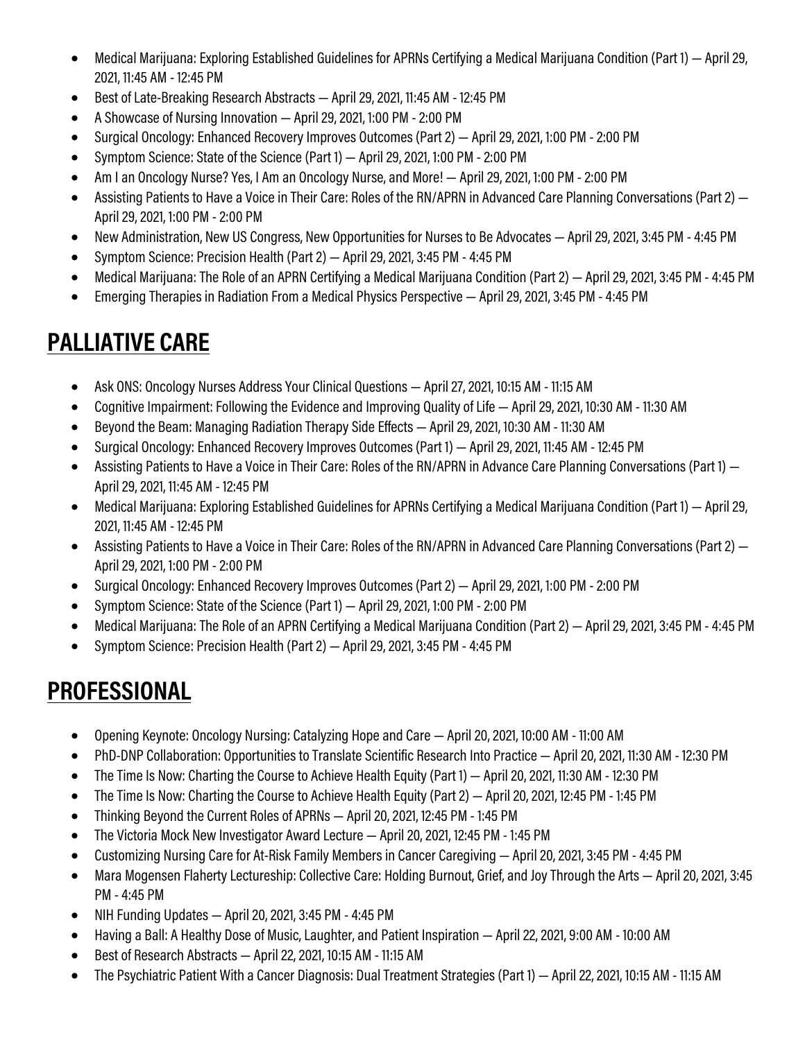- Medical Marijuana: Exploring Established Guidelines for APRNs Certifying a Medical Marijuana Condition (Part 1) — April 29, 2021, 11:45 AM - 12:45 PM
- Best of Late-Breaking Research Abstracts — April 29, 2021, 11:45 AM - 12:45 PM
- A Showcase of Nursing Innovation — April 29, 2021, 1:00 PM - 2:00 PM
- Surgical Oncology: Enhanced Recovery Improves Outcomes (Part 2) — April 29, 2021, 1:00 PM - 2:00 PM
- Symptom Science: State of the Science (Part 1) — April 29, 2021, 1:00 PM - 2:00 PM
- Am I an Oncology Nurse? Yes, I Am an Oncology Nurse, and More! — April 29, 2021, 1:00 PM - 2:00 PM
- Assisting Patients to Have a Voice in Their Care: Roles of the RN/APRN in Advanced Care Planning Conversations (Part 2) — April 29, 2021, 1:00 PM - 2:00 PM
- New Administration, New US Congress, New Opportunities for Nurses to Be Advocates — April 29, 2021, 3:45 PM - 4:45 PM
- Symptom Science: Precision Health (Part 2) — April 29, 2021, 3:45 PM - 4:45 PM
- Medical Marijuana: The Role of an APRN Certifying a Medical Marijuana Condition (Part 2) — April 29, 2021, 3:45 PM - 4:45 PM
- Emerging Therapies in Radiation From a Medical Physics Perspective — April 29, 2021, 3:45 PM - 4:45 PM

## PALLIATIVE CARE

- Ask ONS: Oncology Nurses Address Your Clinical Questions — April 27, 2021, 10:15 AM - 11:15 AM
- Cognitive Impairment: Following the Evidence and Improving Quality of Life — April 29, 2021, 10:30 AM - 11:30 AM
- Beyond the Beam: Managing Radiation Therapy Side Effects — April 29, 2021, 10:30 AM - 11:30 AM
- Surgical Oncology: Enhanced Recovery Improves Outcomes (Part 1) — April 29, 2021, 11:45 AM - 12:45 PM
- Assisting Patients to Have a Voice in Their Care: Roles of the RN/APRN in Advance Care Planning Conversations (Part 1) — April 29, 2021, 11:45 AM - 12:45 PM
- Medical Marijuana: Exploring Established Guidelines for APRNs Certifying a Medical Marijuana Condition (Part 1) — April 29, 2021, 11:45 AM - 12:45 PM
- Assisting Patients to Have a Voice in Their Care: Roles of the RN/APRN in Advanced Care Planning Conversations (Part 2) — April 29, 2021, 1:00 PM - 2:00 PM
- Surgical Oncology: Enhanced Recovery Improves Outcomes (Part 2) — April 29, 2021, 1:00 PM - 2:00 PM
- Symptom Science: State of the Science (Part 1) — April 29, 2021, 1:00 PM - 2:00 PM
- Medical Marijuana: The Role of an APRN Certifying a Medical Marijuana Condition (Part 2) — April 29, 2021, 3:45 PM - 4:45 PM
- Symptom Science: Precision Health (Part 2) — April 29, 2021, 3:45 PM - 4:45 PM

## PROFESSIONAL

- Opening Keynote: Oncology Nursing: Catalyzing Hope and Care — April 20, 2021, 10:00 AM - 11:00 AM
- PhD-DNP Collaboration: Opportunities to Translate Scientific Research Into Practice — April 20, 2021, 11:30 AM - 12:30 PM
- The Time Is Now: Charting the Course to Achieve Health Equity (Part 1) — April 20, 2021, 11:30 AM - 12:30 PM
- The Time Is Now: Charting the Course to Achieve Health Equity (Part 2) — April 20, 2021, 12:45 PM - 1:45 PM
- Thinking Beyond the Current Roles of APRNs — April 20, 2021, 12:45 PM - 1:45 PM
- The Victoria Mock New Investigator Award Lecture — April 20, 2021, 12:45 PM - 1:45 PM
- Customizing Nursing Care for At-Risk Family Members in Cancer Caregiving — April 20, 2021, 3:45 PM - 4:45 PM
- Mara Mogensen Flaherty Lectureship: Collective Care: Holding Burnout, Grief, and Joy Through the Arts — April 20, 2021, 3:45 PM - 4:45 PM
- NIH Funding Updates — April 20, 2021, 3:45 PM - 4:45 PM
- Having a Ball: A Healthy Dose of Music, Laughter, and Patient Inspiration — April 22, 2021, 9:00 AM - 10:00 AM
- Best of Research Abstracts — April 22, 2021, 10:15 AM - 11:15 AM
- The Psychiatric Patient With a Cancer Diagnosis: Dual Treatment Strategies (Part 1) — April 22, 2021, 10:15 AM - 11:15 AM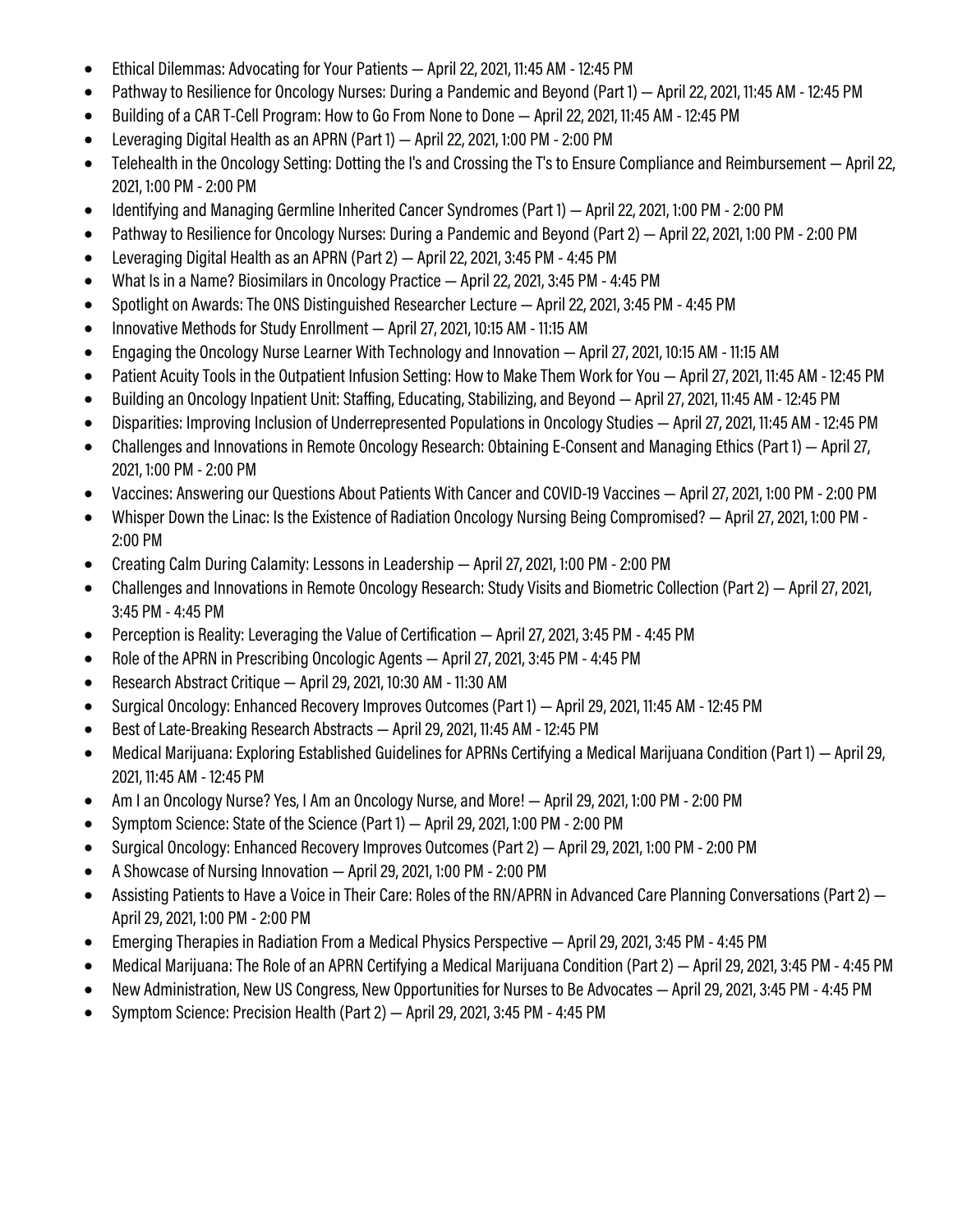- Ethical Dilemmas: Advocating for Your Patients — April 22, 2021, 11:45 AM - 12:45 PM
- Pathway to Resilience for Oncology Nurses: During a Pandemic and Beyond (Part 1) — April 22, 2021, 11:45 AM - 12:45 PM
- Building of a CAR T-Cell Program: How to Go From None to Done — April 22, 2021, 11:45 AM - 12:45 PM
- Leveraging Digital Health as an APRN (Part 1) — April 22, 2021, 1:00 PM - 2:00 PM
- Telehealth in the Oncology Setting: Dotting the I's and Crossing the T's to Ensure Compliance and Reimbursement — April 22, 2021, 1:00 PM - 2:00 PM
- Identifying and Managing Germline Inherited Cancer Syndromes (Part 1) — April 22, 2021, 1:00 PM - 2:00 PM
- Pathway to Resilience for Oncology Nurses: During a Pandemic and Beyond (Part 2) — April 22, 2021, 1:00 PM - 2:00 PM
- Leveraging Digital Health as an APRN (Part 2) — April 22, 2021, 3:45 PM - 4:45 PM
- What Is in a Name? Biosimilars in Oncology Practice — April 22, 2021, 3:45 PM - 4:45 PM
- Spotlight on Awards: The ONS Distinguished Researcher Lecture — April 22, 2021, 3:45 PM - 4:45 PM
- Innovative Methods for Study Enrollment — April 27, 2021, 10:15 AM - 11:15 AM
- Engaging the Oncology Nurse Learner With Technology and Innovation — April 27, 2021, 10:15 AM - 11:15 AM
- Patient Acuity Tools in the Outpatient Infusion Setting: How to Make Them Work for You — April 27, 2021, 11:45 AM - 12:45 PM
- Building an Oncology Inpatient Unit: Staffing, Educating, Stabilizing, and Beyond — April 27, 2021, 11:45 AM - 12:45 PM
- Disparities: Improving Inclusion of Underrepresented Populations in Oncology Studies — April 27, 2021, 11:45 AM - 12:45 PM
- Challenges and Innovations in Remote Oncology Research: Obtaining E-Consent and Managing Ethics (Part 1) — April 27, 2021, 1:00 PM - 2:00 PM
- Vaccines: Answering our Questions About Patients With Cancer and COVID-19 Vaccines — April 27, 2021, 1:00 PM - 2:00 PM
- Whisper Down the Linac: Is the Existence of Radiation Oncology Nursing Being Compromised? — April 27, 2021, 1:00 PM - 2:00 PM
- Creating Calm During Calamity: Lessons in Leadership — April 27, 2021, 1:00 PM - 2:00 PM
- Challenges and Innovations in Remote Oncology Research: Study Visits and Biometric Collection (Part 2) — April 27, 2021, 3:45 PM - 4:45 PM
- Perception is Reality: Leveraging the Value of Certification — April 27, 2021, 3:45 PM - 4:45 PM
- Role of the APRN in Prescribing Oncologic Agents — April 27, 2021, 3:45 PM - 4:45 PM
- Research Abstract Critique — April 29, 2021, 10:30 AM - 11:30 AM
- Surgical Oncology: Enhanced Recovery Improves Outcomes (Part 1) — April 29, 2021, 11:45 AM - 12:45 PM
- Best of Late-Breaking Research Abstracts — April 29, 2021, 11:45 AM - 12:45 PM
- Medical Marijuana: Exploring Established Guidelines for APRNs Certifying a Medical Marijuana Condition (Part 1) — April 29, 2021, 11:45 AM - 12:45 PM
- Am I an Oncology Nurse? Yes, I Am an Oncology Nurse, and More! — April 29, 2021, 1:00 PM - 2:00 PM
- Symptom Science: State of the Science (Part 1) — April 29, 2021, 1:00 PM - 2:00 PM
- Surgical Oncology: Enhanced Recovery Improves Outcomes (Part 2) — April 29, 2021, 1:00 PM - 2:00 PM
- A Showcase of Nursing Innovation — April 29, 2021, 1:00 PM - 2:00 PM
- Assisting Patients to Have a Voice in Their Care: Roles of the RN/APRN in Advanced Care Planning Conversations (Part 2) — April 29, 2021, 1:00 PM - 2:00 PM
- Emerging Therapies in Radiation From a Medical Physics Perspective — April 29, 2021, 3:45 PM - 4:45 PM
- Medical Marijuana: The Role of an APRN Certifying a Medical Marijuana Condition (Part 2) — April 29, 2021, 3:45 PM - 4:45 PM
- New Administration, New US Congress, New Opportunities for Nurses to Be Advocates — April 29, 2021, 3:45 PM - 4:45 PM
- Symptom Science: Precision Health (Part 2) — April 29, 2021, 3:45 PM - 4:45 PM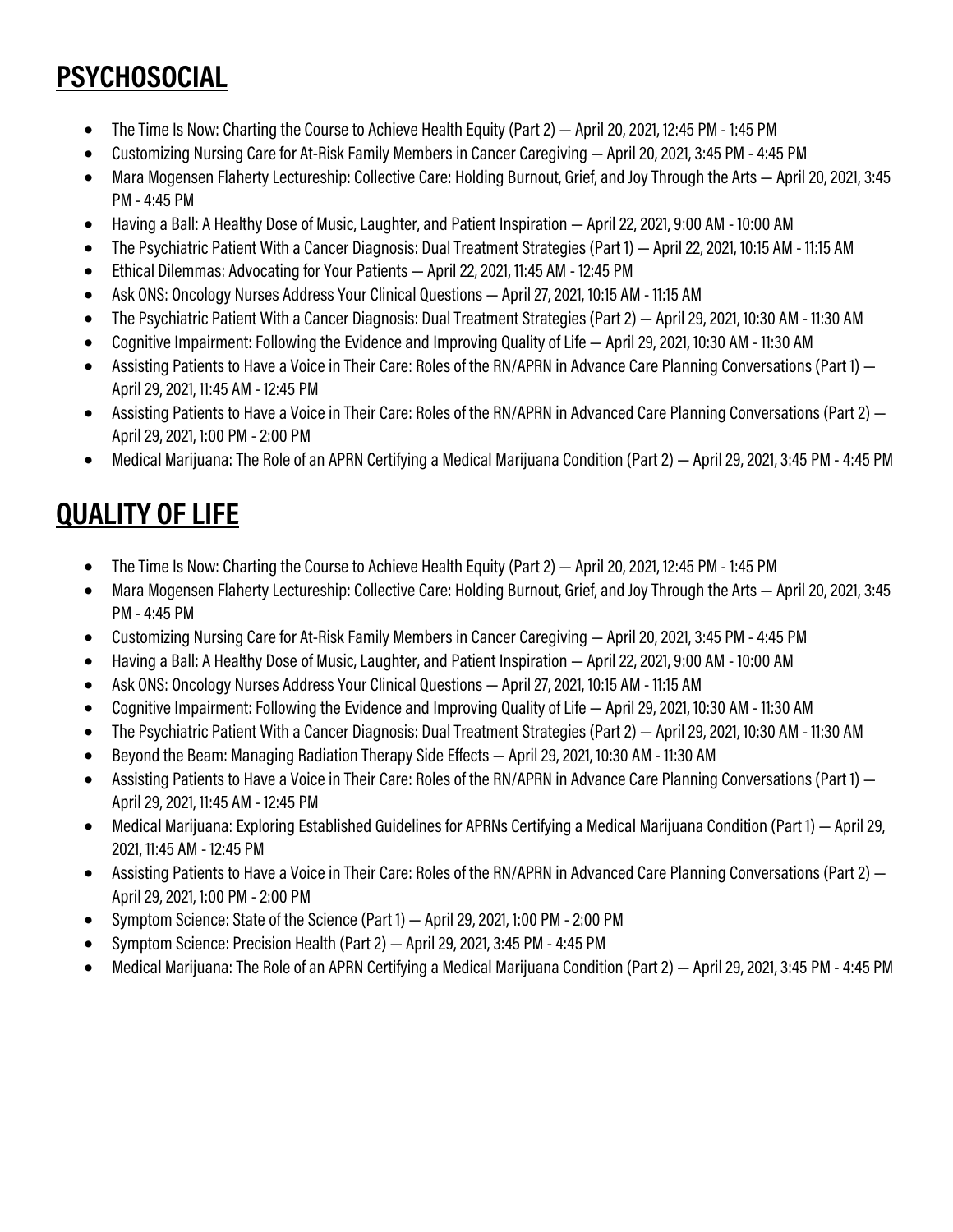## PSYCHOSOCIAL

- The Time Is Now: Charting the Course to Achieve Health Equity (Part 2) — April 20, 2021, 12:45 PM - 1:45 PM
- Customizing Nursing Care for At-Risk Family Members in Cancer Caregiving — April 20, 2021, 3:45 PM - 4:45 PM
- Mara Mogensen Flaherty Lectureship: Collective Care: Holding Burnout, Grief, and Joy Through the Arts — April 20, 2021, 3:45 PM - 4:45 PM
- Having a Ball: A Healthy Dose of Music, Laughter, and Patient Inspiration — April 22, 2021, 9:00 AM - 10:00 AM
- The Psychiatric Patient With a Cancer Diagnosis: Dual Treatment Strategies (Part 1) — April 22, 2021, 10:15 AM - 11:15 AM
- Ethical Dilemmas: Advocating for Your Patients — April 22, 2021, 11:45 AM - 12:45 PM
- Ask ONS: Oncology Nurses Address Your Clinical Questions — April 27, 2021, 10:15 AM - 11:15 AM
- The Psychiatric Patient With a Cancer Diagnosis: Dual Treatment Strategies (Part 2) — April 29, 2021, 10:30 AM - 11:30 AM
- Cognitive Impairment: Following the Evidence and Improving Quality of Life — April 29, 2021, 10:30 AM - 11:30 AM
- Assisting Patients to Have a Voice in Their Care: Roles of the RN/APRN in Advance Care Planning Conversations (Part 1) — April 29, 2021, 11:45 AM - 12:45 PM
- Assisting Patients to Have a Voice in Their Care: Roles of the RN/APRN in Advanced Care Planning Conversations (Part 2) — April 29, 2021, 1:00 PM - 2:00 PM
- Medical Marijuana: The Role of an APRN Certifying a Medical Marijuana Condition (Part 2) — April 29, 2021, 3:45 PM - 4:45 PM

## QUALITY OF LIFE

- The Time Is Now: Charting the Course to Achieve Health Equity (Part 2) — April 20, 2021, 12:45 PM - 1:45 PM
- Mara Mogensen Flaherty Lectureship: Collective Care: Holding Burnout, Grief, and Joy Through the Arts — April 20, 2021, 3:45 PM - 4:45 PM
- Customizing Nursing Care for At-Risk Family Members in Cancer Caregiving — April 20, 2021, 3:45 PM - 4:45 PM
- Having a Ball: A Healthy Dose of Music, Laughter, and Patient Inspiration — April 22, 2021, 9:00 AM - 10:00 AM
- Ask ONS: Oncology Nurses Address Your Clinical Questions — April 27, 2021, 10:15 AM - 11:15 AM
- Cognitive Impairment: Following the Evidence and Improving Quality of Life — April 29, 2021, 10:30 AM - 11:30 AM
- The Psychiatric Patient With a Cancer Diagnosis: Dual Treatment Strategies (Part 2) — April 29, 2021, 10:30 AM - 11:30 AM
- Beyond the Beam: Managing Radiation Therapy Side Effects — April 29, 2021, 10:30 AM - 11:30 AM
- Assisting Patients to Have a Voice in Their Care: Roles of the RN/APRN in Advance Care Planning Conversations (Part 1) — April 29, 2021, 11:45 AM - 12:45 PM
- Medical Marijuana: Exploring Established Guidelines for APRNs Certifying a Medical Marijuana Condition (Part 1) — April 29, 2021, 11:45 AM - 12:45 PM
- Assisting Patients to Have a Voice in Their Care: Roles of the RN/APRN in Advanced Care Planning Conversations (Part 2) — April 29, 2021, 1:00 PM - 2:00 PM
- Symptom Science: State of the Science (Part 1) — April 29, 2021, 1:00 PM - 2:00 PM
- Symptom Science: Precision Health (Part 2) — April 29, 2021, 3:45 PM - 4:45 PM
- Medical Marijuana: The Role of an APRN Certifying a Medical Marijuana Condition (Part 2) — April 29, 2021, 3:45 PM - 4:45 PM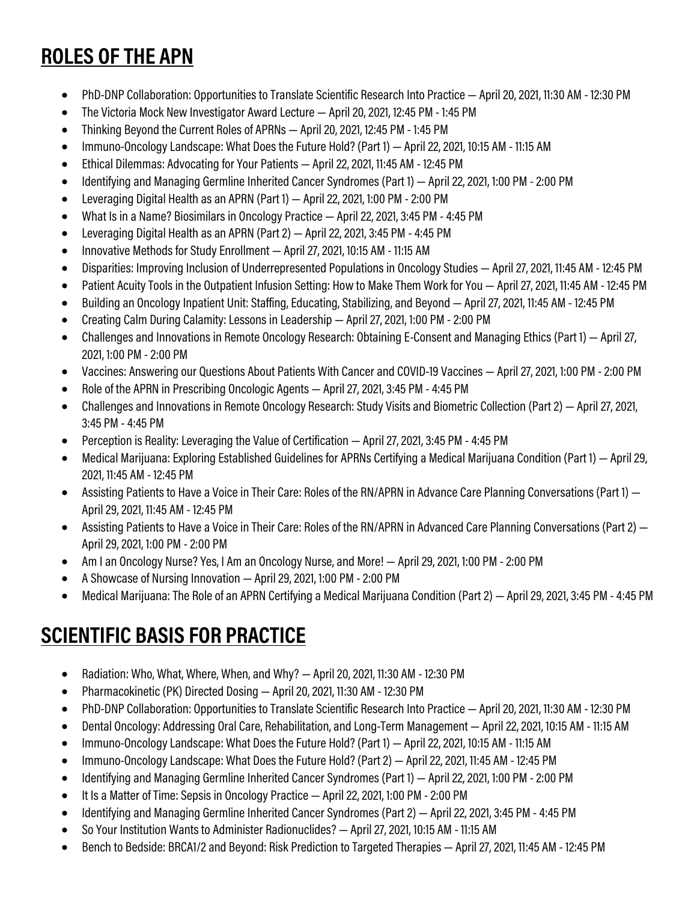## ROLES OF THE APN

- PhD-DNP Collaboration: Opportunities to Translate Scientific Research Into Practice — April 20, 2021, 11:30 AM - 12:30 PM
- The Victoria Mock New Investigator Award Lecture — April 20, 2021, 12:45 PM - 1:45 PM
- Thinking Beyond the Current Roles of APRNs — April 20, 2021, 12:45 PM - 1:45 PM
- Immuno-Oncology Landscape: What Does the Future Hold? (Part 1) — April 22, 2021, 10:15 AM - 11:15 AM
- Ethical Dilemmas: Advocating for Your Patients — April 22, 2021, 11:45 AM - 12:45 PM
- Identifying and Managing Germline Inherited Cancer Syndromes (Part 1) — April 22, 2021, 1:00 PM - 2:00 PM
- Leveraging Digital Health as an APRN (Part 1) — April 22, 2021, 1:00 PM - 2:00 PM
- What Is in a Name? Biosimilars in Oncology Practice — April 22, 2021, 3:45 PM - 4:45 PM
- Leveraging Digital Health as an APRN (Part 2) — April 22, 2021, 3:45 PM - 4:45 PM
- Innovative Methods for Study Enrollment — April 27, 2021, 10:15 AM - 11:15 AM
- Disparities: Improving Inclusion of Underrepresented Populations in Oncology Studies — April 27, 2021, 11:45 AM - 12:45 PM
- Patient Acuity Tools in the Outpatient Infusion Setting: How to Make Them Work for You — April 27, 2021, 11:45 AM - 12:45 PM
- Building an Oncology Inpatient Unit: Staffing, Educating, Stabilizing, and Beyond — April 27, 2021, 11:45 AM - 12:45 PM
- Creating Calm During Calamity: Lessons in Leadership — April 27, 2021, 1:00 PM - 2:00 PM
- Challenges and Innovations in Remote Oncology Research: Obtaining E-Consent and Managing Ethics (Part 1) — April 27, 2021, 1:00 PM - 2:00 PM
- Vaccines: Answering our Questions About Patients With Cancer and COVID-19 Vaccines — April 27, 2021, 1:00 PM - 2:00 PM
- Role of the APRN in Prescribing Oncologic Agents — April 27, 2021, 3:45 PM - 4:45 PM
- Challenges and Innovations in Remote Oncology Research: Study Visits and Biometric Collection (Part 2) — April 27, 2021, 3:45 PM - 4:45 PM
- Perception is Reality: Leveraging the Value of Certification — April 27, 2021, 3:45 PM - 4:45 PM
- Medical Marijuana: Exploring Established Guidelines for APRNs Certifying a Medical Marijuana Condition (Part 1) — April 29, 2021, 11:45 AM - 12:45 PM
- Assisting Patients to Have a Voice in Their Care: Roles of the RN/APRN in Advance Care Planning Conversations (Part 1) — April 29, 2021, 11:45 AM - 12:45 PM
- Assisting Patients to Have a Voice in Their Care: Roles of the RN/APRN in Advanced Care Planning Conversations (Part 2) — April 29, 2021, 1:00 PM - 2:00 PM
- Am I an Oncology Nurse? Yes, I Am an Oncology Nurse, and More! — April 29, 2021, 1:00 PM - 2:00 PM
- A Showcase of Nursing Innovation — April 29, 2021, 1:00 PM - 2:00 PM
- Medical Marijuana: The Role of an APRN Certifying a Medical Marijuana Condition (Part 2) — April 29, 2021, 3:45 PM - 4:45 PM

## SCIENTIFIC BASIS FOR PRACTICE

- Radiation: Who, What, Where, When, and Why? — April 20, 2021, 11:30 AM - 12:30 PM
- Pharmacokinetic (PK) Directed Dosing — April 20, 2021, 11:30 AM - 12:30 PM
- PhD-DNP Collaboration: Opportunities to Translate Scientific Research Into Practice — April 20, 2021, 11:30 AM - 12:30 PM
- Dental Oncology: Addressing Oral Care, Rehabilitation, and Long-Term Management — April 22, 2021, 10:15 AM - 11:15 AM
- Immuno-Oncology Landscape: What Does the Future Hold? (Part 1) — April 22, 2021, 10:15 AM - 11:15 AM
- Immuno-Oncology Landscape: What Does the Future Hold? (Part 2) — April 22, 2021, 11:45 AM - 12:45 PM
- Identifying and Managing Germline Inherited Cancer Syndromes (Part 1) — April 22, 2021, 1:00 PM - 2:00 PM
- It Is a Matter of Time: Sepsis in Oncology Practice — April 22, 2021, 1:00 PM - 2:00 PM
- Identifying and Managing Germline Inherited Cancer Syndromes (Part 2) — April 22, 2021, 3:45 PM - 4:45 PM
- So Your Institution Wants to Administer Radionuclides? — April 27, 2021, 10:15 AM - 11:15 AM
- Bench to Bedside: BRCA1/2 and Beyond: Risk Prediction to Targeted Therapies — April 27, 2021, 11:45 AM - 12:45 PM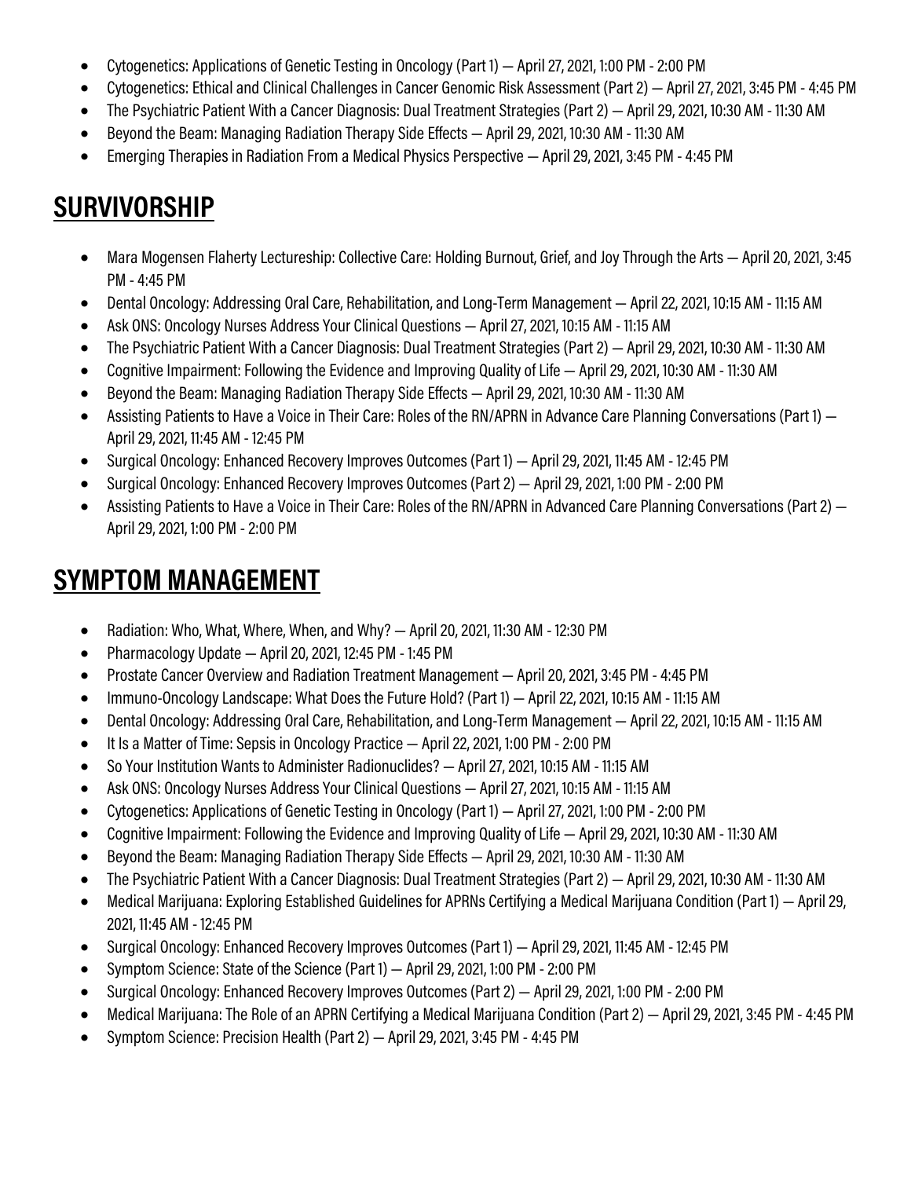- Cytogenetics: Applications of Genetic Testing in Oncology (Part 1) — April 27, 2021, 1:00 PM - 2:00 PM
- Cytogenetics: Ethical and Clinical Challenges in Cancer Genomic Risk Assessment (Part 2) — April 27, 2021, 3:45 PM - 4:45 PM
- The Psychiatric Patient With a Cancer Diagnosis: Dual Treatment Strategies (Part 2) — April 29, 2021, 10:30 AM - 11:30 AM
- Beyond the Beam: Managing Radiation Therapy Side Effects — April 29, 2021, 10:30 AM - 11:30 AM
- Emerging Therapies in Radiation From a Medical Physics Perspective — April 29, 2021, 3:45 PM - 4:45 PM

## SURVIVORSHIP

- Mara Mogensen Flaherty Lectureship: Collective Care: Holding Burnout, Grief, and Joy Through the Arts — April 20, 2021, 3:45 PM - 4:45 PM
- Dental Oncology: Addressing Oral Care, Rehabilitation, and Long-Term Management — April 22, 2021, 10:15 AM - 11:15 AM
- Ask ONS: Oncology Nurses Address Your Clinical Questions — April 27, 2021, 10:15 AM - 11:15 AM
- The Psychiatric Patient With a Cancer Diagnosis: Dual Treatment Strategies (Part 2) — April 29, 2021, 10:30 AM - 11:30 AM
- Cognitive Impairment: Following the Evidence and Improving Quality of Life — April 29, 2021, 10:30 AM - 11:30 AM
- Beyond the Beam: Managing Radiation Therapy Side Effects — April 29, 2021, 10:30 AM - 11:30 AM
- Assisting Patients to Have a Voice in Their Care: Roles of the RN/APRN in Advance Care Planning Conversations (Part 1) — April 29, 2021, 11:45 AM - 12:45 PM
- Surgical Oncology: Enhanced Recovery Improves Outcomes (Part 1) — April 29, 2021, 11:45 AM - 12:45 PM
- Surgical Oncology: Enhanced Recovery Improves Outcomes (Part 2) — April 29, 2021, 1:00 PM - 2:00 PM
- Assisting Patients to Have a Voice in Their Care: Roles of the RN/APRN in Advanced Care Planning Conversations (Part 2) — April 29, 2021, 1:00 PM - 2:00 PM

## SYMPTOM MANAGEMENT

- Radiation: Who, What, Where, When, and Why? — April 20, 2021, 11:30 AM - 12:30 PM
- Pharmacology Update — April 20, 2021, 12:45 PM - 1:45 PM
- Prostate Cancer Overview and Radiation Treatment Management — April 20, 2021, 3:45 PM - 4:45 PM
- Immuno-Oncology Landscape: What Does the Future Hold? (Part 1) — April 22, 2021, 10:15 AM - 11:15 AM
- Dental Oncology: Addressing Oral Care, Rehabilitation, and Long-Term Management — April 22, 2021, 10:15 AM - 11:15 AM
- It Is a Matter of Time: Sepsis in Oncology Practice — April 22, 2021, 1:00 PM - 2:00 PM
- So Your Institution Wants to Administer Radionuclides? — April 27, 2021, 10:15 AM - 11:15 AM
- Ask ONS: Oncology Nurses Address Your Clinical Questions — April 27, 2021, 10:15 AM - 11:15 AM
- Cytogenetics: Applications of Genetic Testing in Oncology (Part 1) — April 27, 2021, 1:00 PM - 2:00 PM
- Cognitive Impairment: Following the Evidence and Improving Quality of Life — April 29, 2021, 10:30 AM - 11:30 AM
- Beyond the Beam: Managing Radiation Therapy Side Effects — April 29, 2021, 10:30 AM - 11:30 AM
- The Psychiatric Patient With a Cancer Diagnosis: Dual Treatment Strategies (Part 2) — April 29, 2021, 10:30 AM - 11:30 AM
- Medical Marijuana: Exploring Established Guidelines for APRNs Certifying a Medical Marijuana Condition (Part 1) — April 29, 2021, 11:45 AM - 12:45 PM
- Surgical Oncology: Enhanced Recovery Improves Outcomes (Part 1) — April 29, 2021, 11:45 AM - 12:45 PM
- Symptom Science: State of the Science (Part 1) — April 29, 2021, 1:00 PM - 2:00 PM
- Surgical Oncology: Enhanced Recovery Improves Outcomes (Part 2) — April 29, 2021, 1:00 PM - 2:00 PM
- Medical Marijuana: The Role of an APRN Certifying a Medical Marijuana Condition (Part 2) — April 29, 2021, 3:45 PM - 4:45 PM
- Symptom Science: Precision Health (Part 2) — April 29, 2021, 3:45 PM - 4:45 PM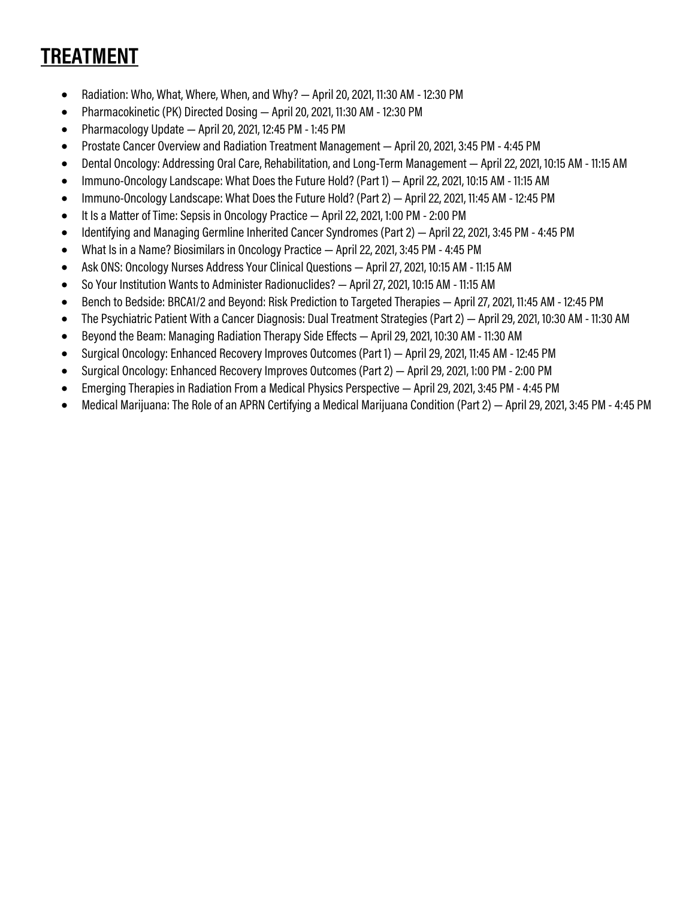## TREATMENT

- Radiation: Who, What, Where, When, and Why? — April 20, 2021, 11:30 AM - 12:30 PM
- Pharmacokinetic (PK) Directed Dosing — April 20, 2021, 11:30 AM - 12:30 PM
- Pharmacology Update — April 20, 2021, 12:45 PM - 1:45 PM
- Prostate Cancer Overview and Radiation Treatment Management — April 20, 2021, 3:45 PM - 4:45 PM
- Dental Oncology: Addressing Oral Care, Rehabilitation, and Long-Term Management — April 22, 2021, 10:15 AM - 11:15 AM
- Immuno-Oncology Landscape: What Does the Future Hold? (Part 1) — April 22, 2021, 10:15 AM - 11:15 AM
- Immuno-Oncology Landscape: What Does the Future Hold? (Part 2) — April 22, 2021, 11:45 AM - 12:45 PM
- It Is a Matter of Time: Sepsis in Oncology Practice — April 22, 2021, 1:00 PM - 2:00 PM
- Identifying and Managing Germline Inherited Cancer Syndromes (Part 2) — April 22, 2021, 3:45 PM - 4:45 PM
- What Is in a Name? Biosimilars in Oncology Practice — April 22, 2021, 3:45 PM - 4:45 PM
- Ask ONS: Oncology Nurses Address Your Clinical Questions — April 27, 2021, 10:15 AM - 11:15 AM
- So Your Institution Wants to Administer Radionuclides? — April 27, 2021, 10:15 AM - 11:15 AM
- Bench to Bedside: BRCA1/2 and Beyond: Risk Prediction to Targeted Therapies — April 27, 2021, 11:45 AM - 12:45 PM
- The Psychiatric Patient With a Cancer Diagnosis: Dual Treatment Strategies (Part 2) — April 29, 2021, 10:30 AM - 11:30 AM
- Beyond the Beam: Managing Radiation Therapy Side Effects — April 29, 2021, 10:30 AM - 11:30 AM
- Surgical Oncology: Enhanced Recovery Improves Outcomes (Part 1) — April 29, 2021, 11:45 AM - 12:45 PM
- Surgical Oncology: Enhanced Recovery Improves Outcomes (Part 2) — April 29, 2021, 1:00 PM - 2:00 PM
- Emerging Therapies in Radiation From a Medical Physics Perspective — April 29, 2021, 3:45 PM - 4:45 PM
- Medical Marijuana: The Role of an APRN Certifying a Medical Marijuana Condition (Part 2) — April 29, 2021, 3:45 PM - 4:45 PM